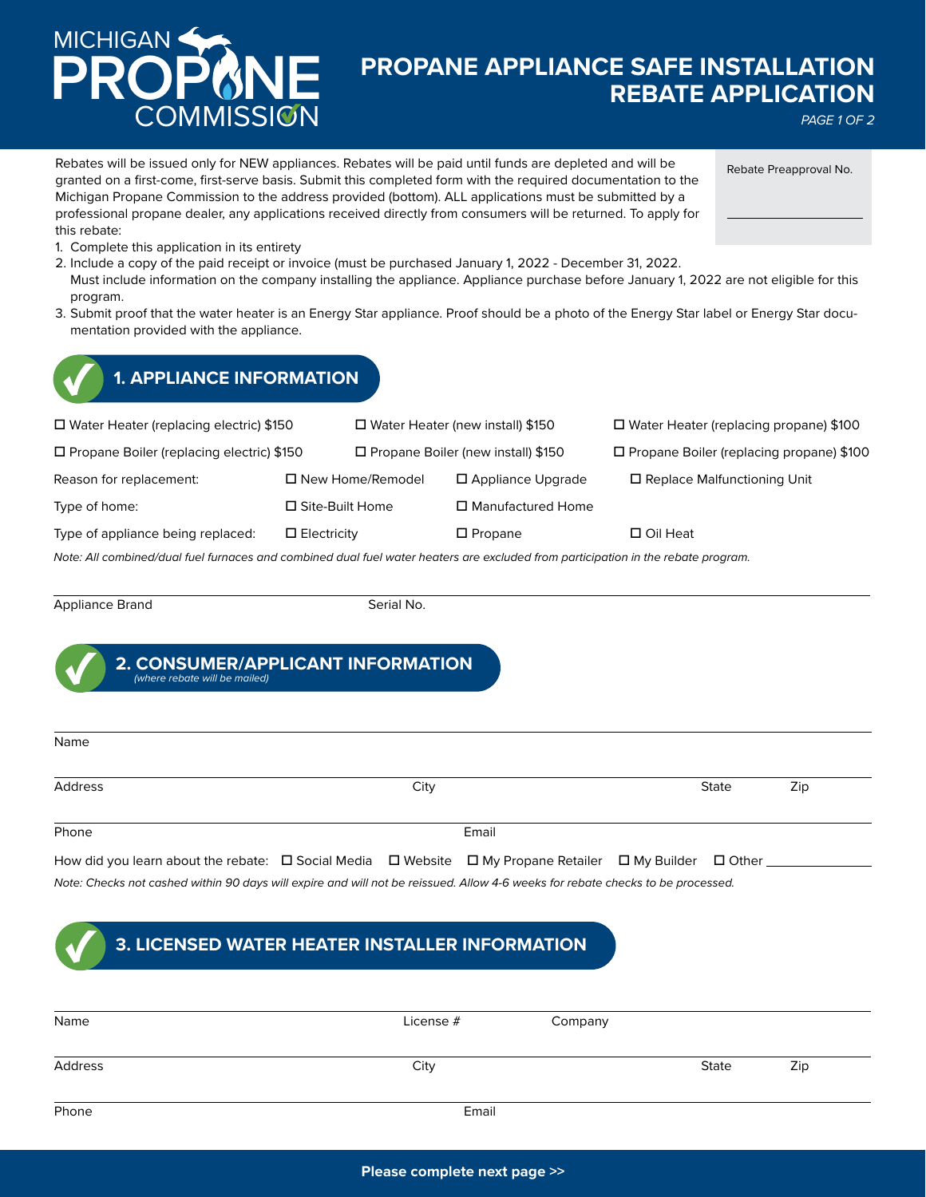MICHIGAN PROPANE COMMISSION

# PROPANE APPLIANCE SAFE INSTALLATION REBATE APPLICATION

*PAGE 1 OF 2*

Rebate Preapproval No. ____________________

Rebates will be issued only for NEW appliances. Rebates will be paid until funds are depleted and will be granted on a first-come, first-serve basis. Submit this completed form with the required documentation to the Michigan Propane Commission to the address provided (bottom). ALL applications must be submitted by a professional propane dealer, any applications received directly from consumers will be returned. To apply for this rebate:

1. Complete this application in its entirety
2. Include a copy of the paid receipt or invoice (must be purchased January 1, 2022 - December 31, 2022. Must include information on the company installing the appliance. Appliance purchase before January 1, 2022 are not eligible for this program.
3. Submit proof that the water heater is an Energy Star appliance. Proof should be a photo of the Energy Star label or Energy Star documentation provided with the appliance.

## 1. APPLIANCE INFORMATION

☐ Water Heater (replacing electric) $150 ☐ Water Heater (new install) $150 ☐ Water Heater (replacing propane) $100

☐ Propane Boiler (replacing electric) $150 ☐ Propane Boiler (new install) $150 ☐ Propane Boiler (replacing propane) $100

Reason for replacement: ☐ New Home/Remodel ☐ Appliance Upgrade ☐ Replace Malfunctioning Unit

Type of home: ☐ Site-Built Home ☐ Manufactured Home

Type of appliance being replaced: ☐ Electricity ☐ Propane ☐ Oil Heat

*Note: All combined/dual fuel furnaces and combined dual fuel water heaters are excluded from participation in the rebate program.*

Appliance Brand ____________________ Serial No. ____________________

## 2. CONSUMER/APPLICANT INFORMATION

*(where rebate will be mailed)*

Name ____________________

Address ____________________ City ____________________ State ________ Zip ________

Phone ____________________ Email ____________________

How did you learn about the rebate: ☐ Social Media ☐ Website ☐ My Propane Retailer ☐ My Builder ☐ Other ____________

*Note: Checks not cashed within 90 days will expire and will not be reissued. Allow 4-6 weeks for rebate checks to be processed.*

## 3. LICENSED WATER HEATER INSTALLER INFORMATION

Name ____________________ License # ____________ Company ____________________

Address ____________________ City ____________________ State ________ Zip ________

Phone ____________________ Email ____________________

**Please complete next page >>**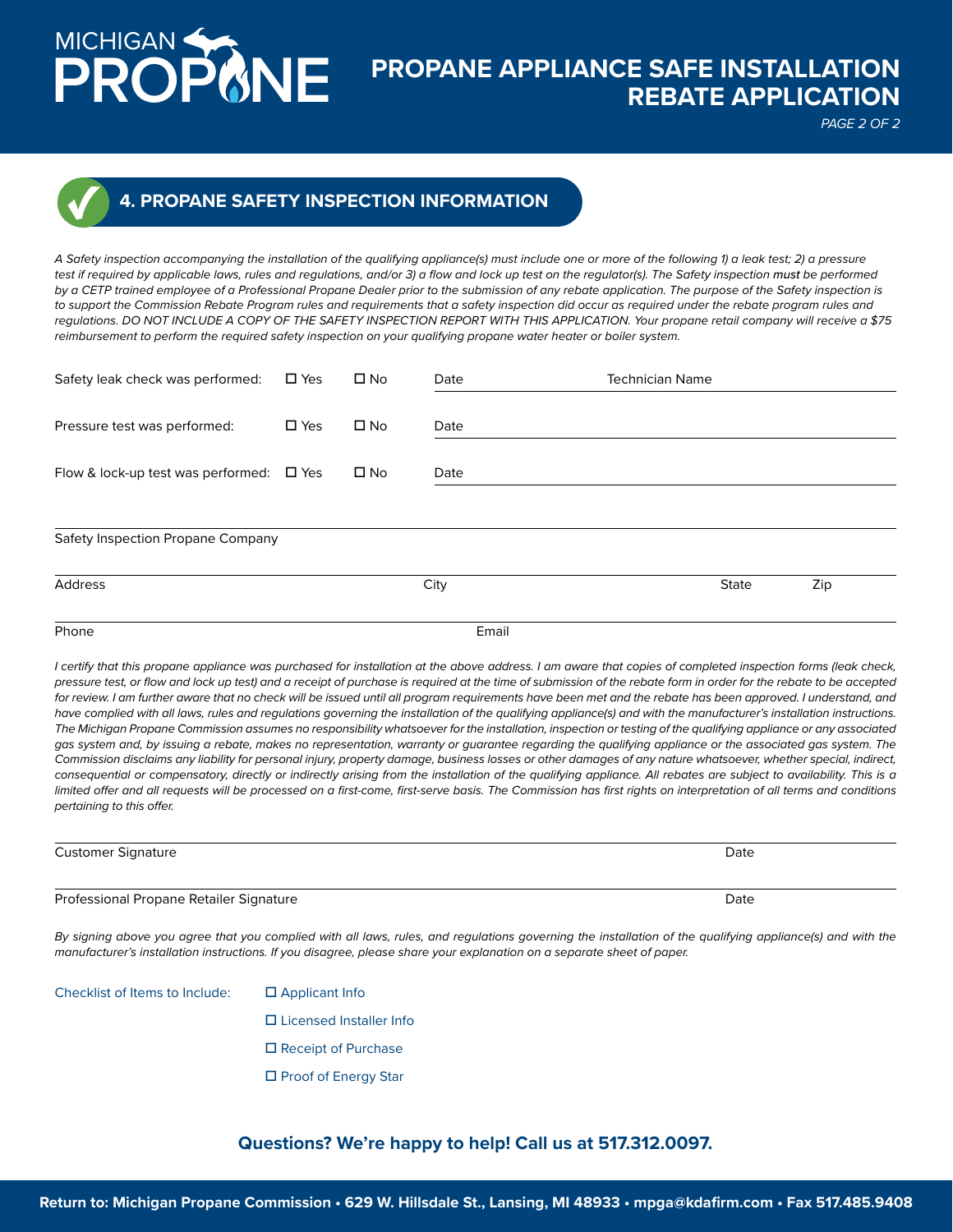# PROPANE APPLIANCE SAFE INSTALLATION REBATE APPLICATION

## 4. PROPANE SAFETY INSPECTION INFORMATION

*A Safety inspection accompanying the installation of the qualifying appliance(s) must include one or more of the following 1) a leak test; 2) a pressure test if required by applicable laws, rules and regulations, and/or 3) a flow and lock up test on the regulator(s). The Safety inspection **must** be performed by a CETP trained employee of a Professional Propane Dealer prior to the submission of any rebate application. The purpose of the Safety inspection is to support the Commission Rebate Program rules and requirements that a safety inspection did occur as required under the rebate program rules and regulations. DO NOT INCLUDE A COPY OF THE SAFETY INSPECTION REPORT WITH THIS APPLICATION. Your propane retail company will receive a $75 reimbursement to perform the required safety inspection on your qualifying propane water heater or boiler system.*

Safety leak check was performed: ☐ Yes ☐ No Date ______ Technician Name ______

Pressure test was performed: ☐ Yes ☐ No Date ______

Flow & lock-up test was performed: ☐ Yes ☐ No Date ______

Safety Inspection Propane Company ______

Address ______ City ______ State ______ Zip ______

Phone ______ Email ______

*I certify that this propane appliance was purchased for installation at the above address. I am aware that copies of completed inspection forms (leak check, pressure test, or flow and lock up test) and a receipt of purchase is required at the time of submission of the rebate form in order for the rebate to be accepted for review. I am further aware that no check will be issued until all program requirements have been met and the rebate has been approved. I understand, and have complied with all laws, rules and regulations governing the installation of the qualifying appliance(s) and with the manufacturer's installation instructions. The Michigan Propane Commission assumes no responsibility whatsoever for the installation, inspection or testing of the qualifying appliance or any associated gas system and, by issuing a rebate, makes no representation, warranty or guarantee regarding the qualifying appliance or the associated gas system. The Commission disclaims any liability for personal injury, property damage, business losses or other damages of any nature whatsoever, whether special, indirect, consequential or compensatory, directly or indirectly arising from the installation of the qualifying appliance. All rebates are subject to availability. This is a limited offer and all requests will be processed on a first-come, first-serve basis. The Commission has first rights on interpretation of all terms and conditions pertaining to this offer.*

Customer Signature ______ Date ______

Professional Propane Retailer Signature ______ Date ______

*By signing above you agree that you complied with all laws, rules, and regulations governing the installation of the qualifying appliance(s) and with the manufacturer's installation instructions. If you disagree, please share your explanation on a separate sheet of paper.*

Checklist of Items to Include:

- ☐ Applicant Info
- ☐ Licensed Installer Info
- ☐ Receipt of Purchase
- ☐ Proof of Energy Star

**Questions? We're happy to help! Call us at 517.312.0097.**

**Return to: Michigan Propane Commission • 629 W. Hillsdale St., Lansing, MI 48933 • mpga@kdafirm.com • Fax 517.485.9408**